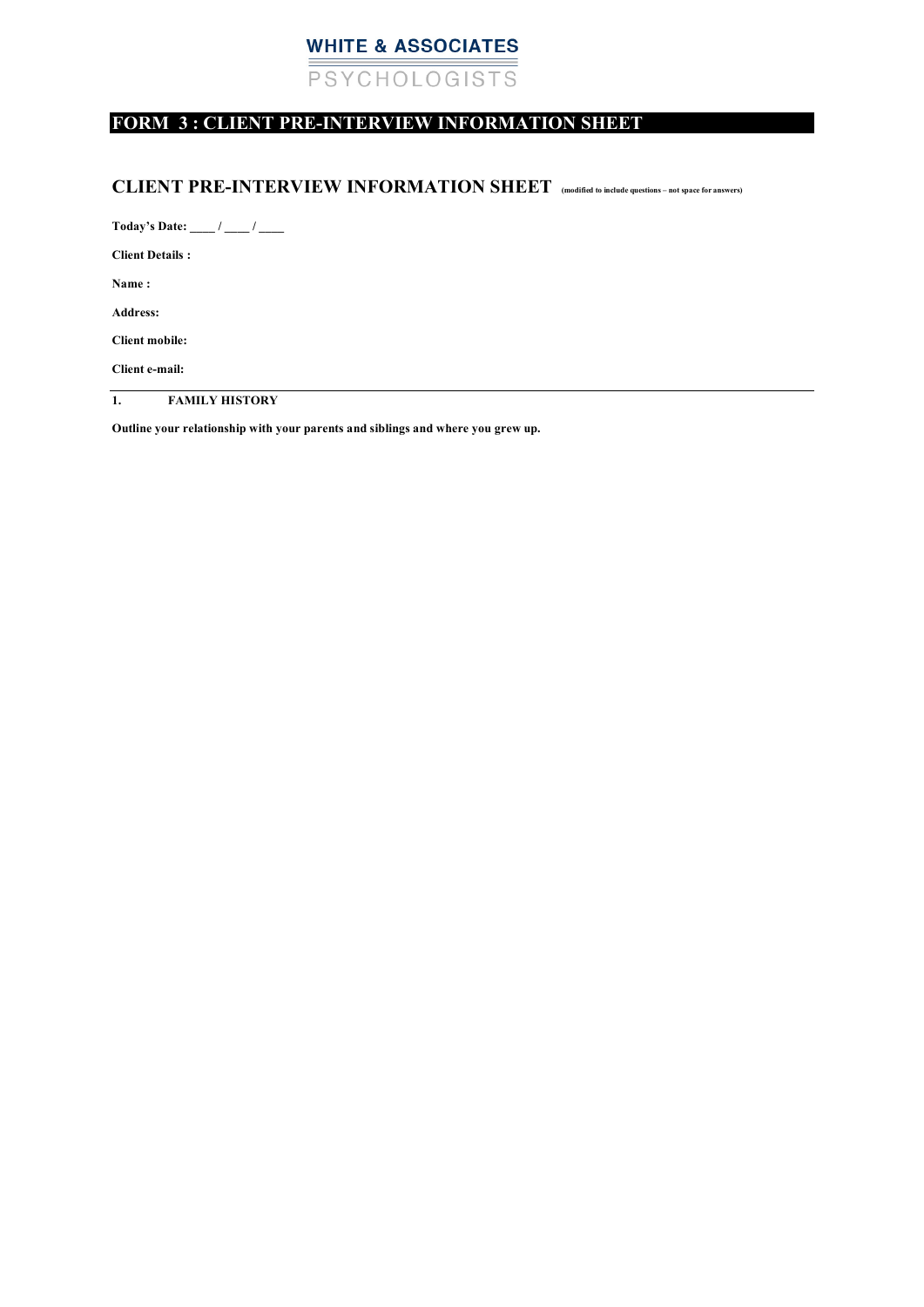**WHITE & ASSOCIATES**

PSYCHOLOGISTS

# FORM 3 : CLIENT PRE-INTERVIEW INFORMATION SHEET

## CLIENT PRE-INTERVIEW INFORMATION SHEET (modified to include questions – not space for answers)

**Today's Date: ____ / ____ / ____**

**Client Details :**

**Name :**

**Address:**

**Client mobile:**

**Client e-mail:**

---

### 1. FAMILY HISTORY

**Outline your relationship with your parents and siblings and where you grew up.**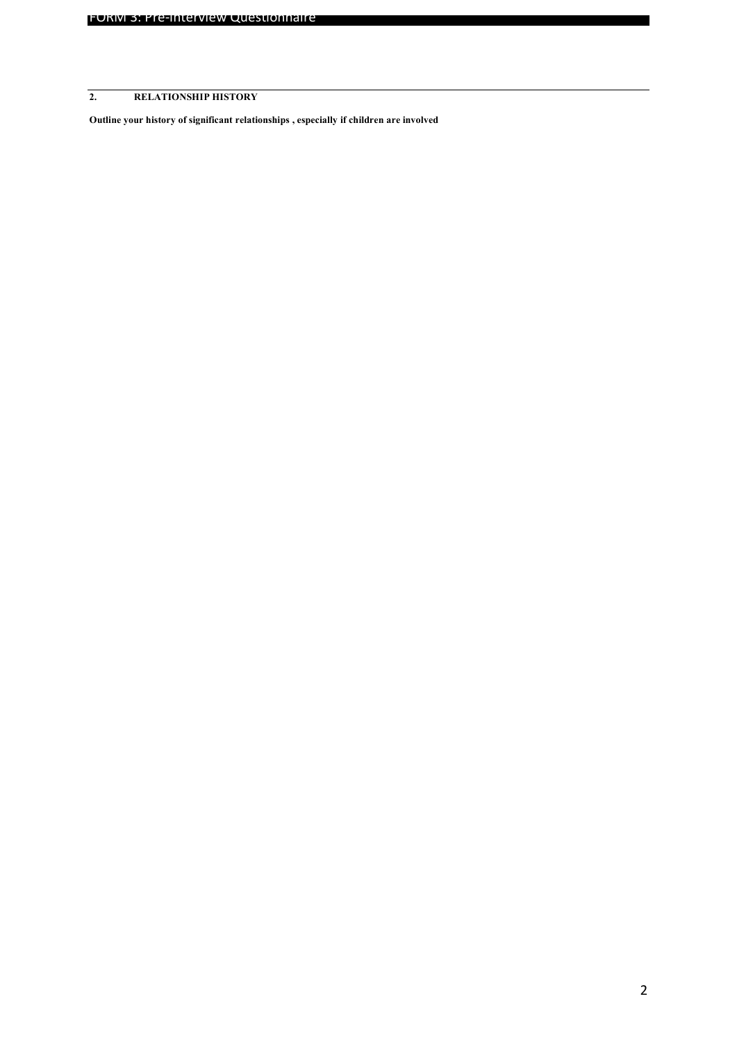## 2. RELATIONSHIP HISTORY

**Outline your history of significant relationships , especially if children are involved**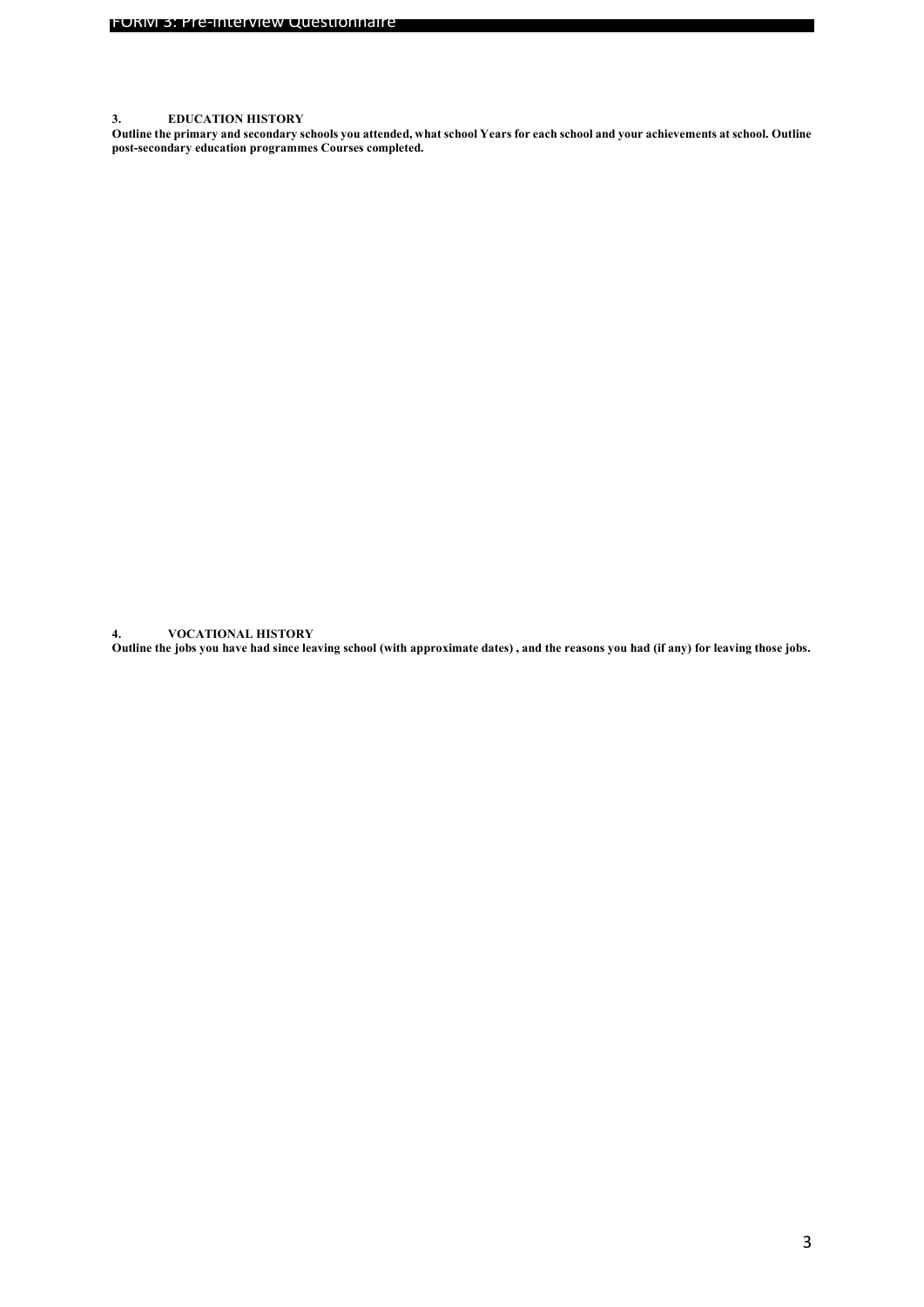## 3. EDUCATION HISTORY

**Outline the primary and secondary schools you attended, what school Years for each school and your achievements at school. Outline post-secondary education programmes Courses completed.**

## 4. VOCATIONAL HISTORY

**Outline the jobs you have had since leaving school (with approximate dates) , and the reasons you had (if any) for leaving those jobs.**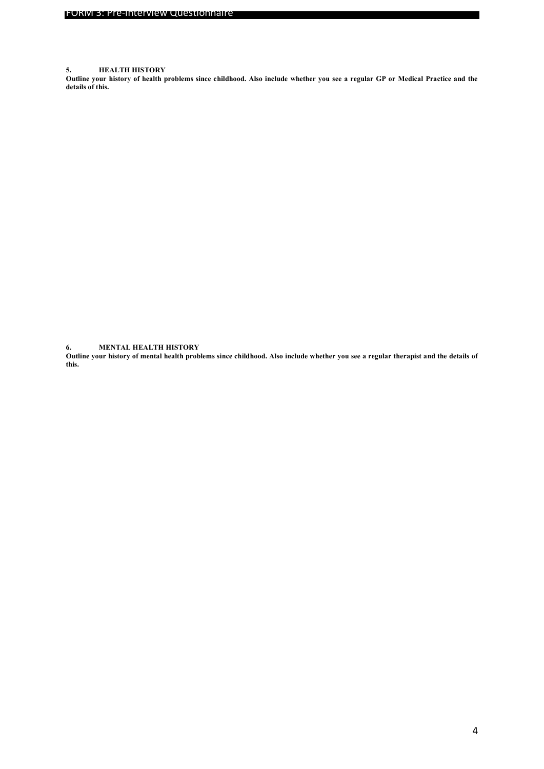## 5. HEALTH HISTORY

**Outline your history of health problems since childhood. Also include whether you see a regular GP or Medical Practice and the details of this.**

## 6. MENTAL HEALTH HISTORY

**Outline your history of mental health problems since childhood. Also include whether you see a regular therapist and the details of this.**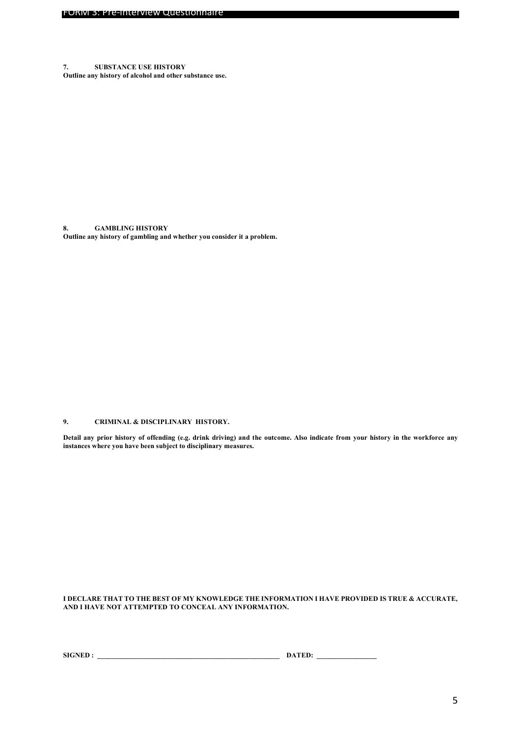**7. SUBSTANCE USE HISTORY**

**Outline any history of alcohol and other substance use.**

**8. GAMBLING HISTORY**

**Outline any history of gambling and whether you consider it a problem.**

**9. CRIMINAL & DISCIPLINARY HISTORY.**

**Detail any prior history of offending (e.g. drink driving) and the outcome. Also indicate from your history in the workforce any instances where you have been subject to disciplinary measures.**

**I DECLARE THAT TO THE BEST OF MY KNOWLEDGE THE INFORMATION I HAVE PROVIDED IS TRUE & ACCURATE, AND I HAVE NOT ATTEMPTED TO CONCEAL ANY INFORMATION.**

**SIGNED : ____________________________________________________ DATED: ________________**